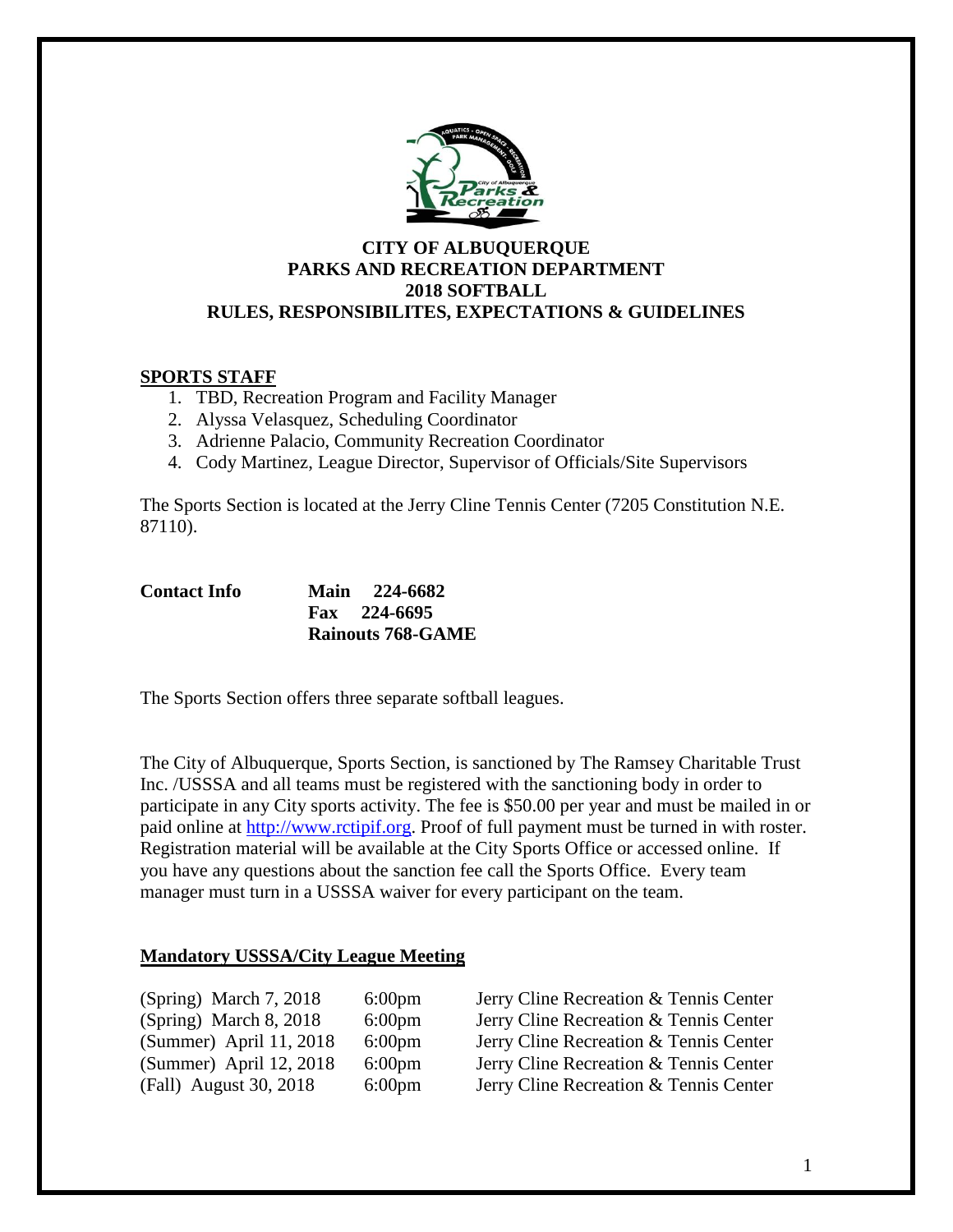# CITY OF ALBUQUERQUE
# PARKS AND RECREATION DEPARTMENT
# 2018 SOFTBALL
# RULES, RESPONSIBILITES, EXPECTATIONS & GUIDELINES

## SPORTS STAFF

1. TBD, Recreation Program and Facility Manager
2. Alyssa Velasquez, Scheduling Coordinator
3. Adrienne Palacio, Community Recreation Coordinator
4. Cody Martinez, League Director, Supervisor of Officials/Site Supervisors

The Sports Section is located at the Jerry Cline Tennis Center (7205 Constitution N.E. 87110).

| **Contact Info** | |
|---|---|
| | **Main 224-6682** |
| | **Fax 224-6695** |
| | **Rainouts 768-GAME** |

The Sports Section offers three separate softball leagues.

The City of Albuquerque, Sports Section, is sanctioned by The Ramsey Charitable Trust Inc. /USSSA and all teams must be registered with the sanctioning body in order to participate in any City sports activity. The fee is $50.00 per year and must be mailed in or paid online at [http://www.rctipif.org](http://www.rctipif.org). Proof of full payment must be turned in with roster. Registration material will be available at the City Sports Office or accessed online. If you have any questions about the sanction fee call the Sports Office. Every team manager must turn in a USSSA waiver for every participant on the team.

## Mandatory USSSA/City League Meeting

| | | |
|---|---|---|
| (Spring) March 7, 2018 | 6:00pm | Jerry Cline Recreation & Tennis Center |
| (Spring) March 8, 2018 | 6:00pm | Jerry Cline Recreation & Tennis Center |
| (Summer) April 11, 2018 | 6:00pm | Jerry Cline Recreation & Tennis Center |
| (Summer) April 12, 2018 | 6:00pm | Jerry Cline Recreation & Tennis Center |
| (Fall) August 30, 2018 | 6:00pm | Jerry Cline Recreation & Tennis Center |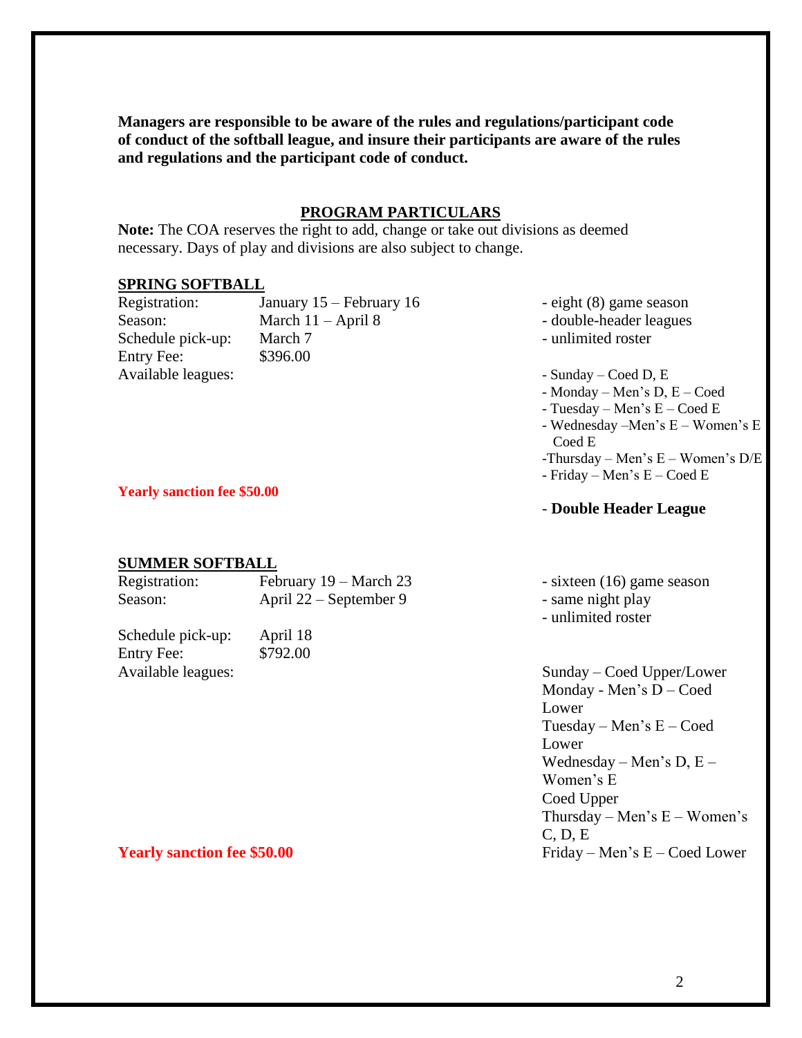**Managers are responsible to be aware of the rules and regulations/participant code of conduct of the softball league, and insure their participants are aware of the rules and regulations and the participant code of conduct.**

## PROGRAM PARTICULARS

**Note:** The COA reserves the right to add, change or take out divisions as deemed necessary. Days of play and divisions are also subject to change.

### SPRING SOFTBALL

Registration: January 15 – February 16
Season: March 11 – April 8
Schedule pick-up: March 7
Entry Fee: $396.00
Available leagues:

- eight (8) game season
- double-header leagues
- unlimited roster

- Sunday – Coed D, E
- Monday – Men's D, E – Coed
- Tuesday – Men's E – Coed E
- Wednesday –Men's E – Women's E Coed E
- Thursday – Men's E – Women's D/E
- Friday – Men's E – Coed E

**Yearly sanction fee $50.00**

- **Double Header League**

### SUMMER SOFTBALL

Registration: February 19 – March 23
Season: April 22 – September 9

Schedule pick-up: April 18
Entry Fee: $792.00
Available leagues:

- sixteen (16) game season
- same night play
- unlimited roster

Sunday – Coed Upper/Lower
Monday - Men's D – Coed Lower
Tuesday – Men's E – Coed Lower
Wednesday – Men's D, E – Women's E
Coed Upper
Thursday – Men's E – Women's C, D, E
Friday – Men's E – Coed Lower

**Yearly sanction fee $50.00**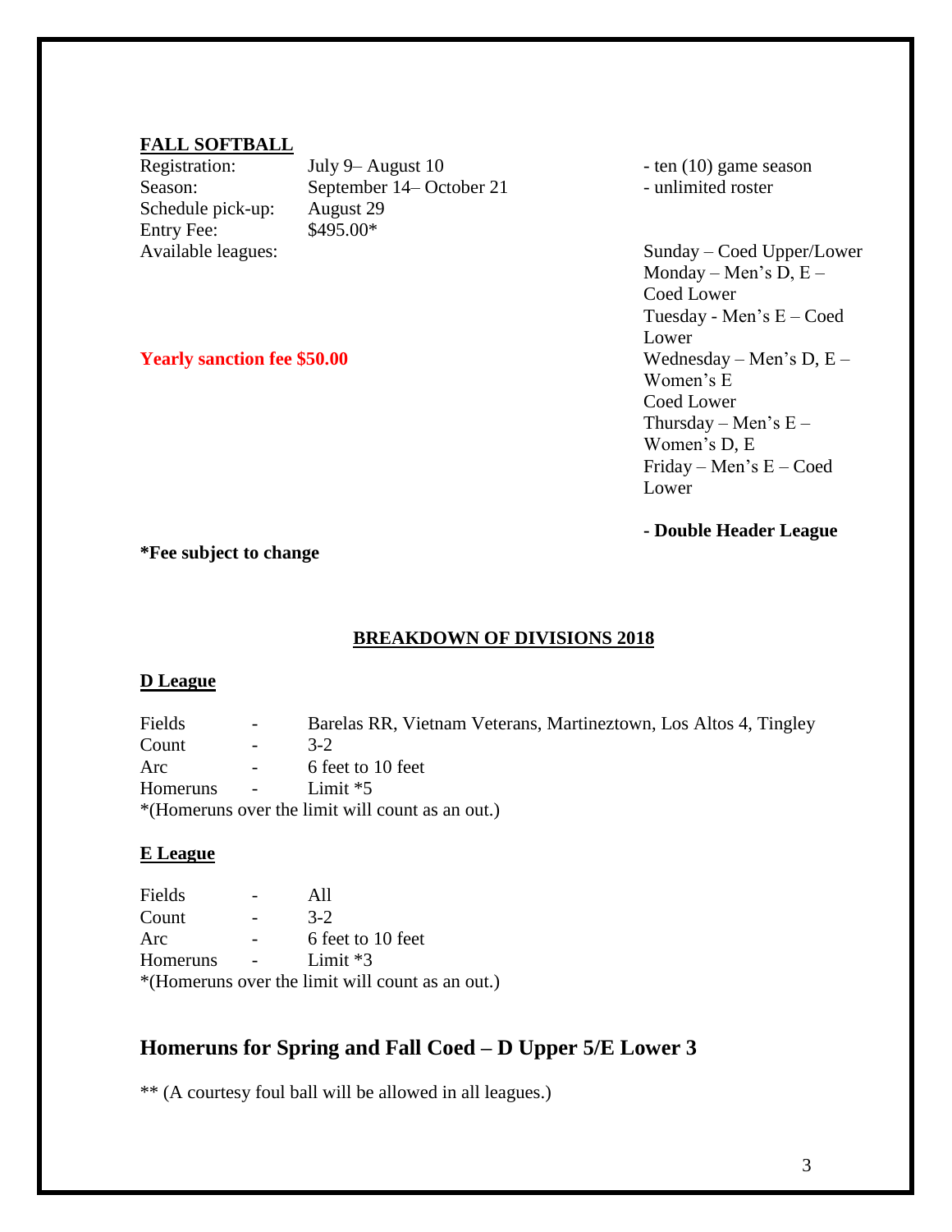**FALL SOFTBALL**

Registration: July 9– August 10

Season: September 14– October 21

Schedule pick-up: August 29

Entry Fee: $495.00*

- ten (10) game season
- unlimited roster

Available leagues:

Sunday – Coed Upper/Lower
Monday – Men's D, E – Coed Lower
Tuesday - Men's E – Coed Lower
Wednesday – Men's D, E – Women's E Coed Lower
Thursday – Men's E – Women's D, E
Friday – Men's E – Coed Lower

**Yearly sanction fee $50.00**

**- Double Header League**

***Fee subject to change**

## BREAKDOWN OF DIVISIONS 2018

### D League

| | | |
|---|---|---|
| Fields | - | Barelas RR, Vietnam Veterans, Martineztown, Los Altos 4, Tingley |
| Count | - | 3-2 |
| Arc | - | 6 feet to 10 feet |
| Homeruns | - | Limit *5 |

*(Homeruns over the limit will count as an out.)

### E League

| | | |
|---|---|---|
| Fields | - | All |
| Count | - | 3-2 |
| Arc | - | 6 feet to 10 feet |
| Homeruns | - | Limit *3 |

*(Homeruns over the limit will count as an out.)

## Homeruns for Spring and Fall Coed – D Upper 5/E Lower 3

** (A courtesy foul ball will be allowed in all leagues.)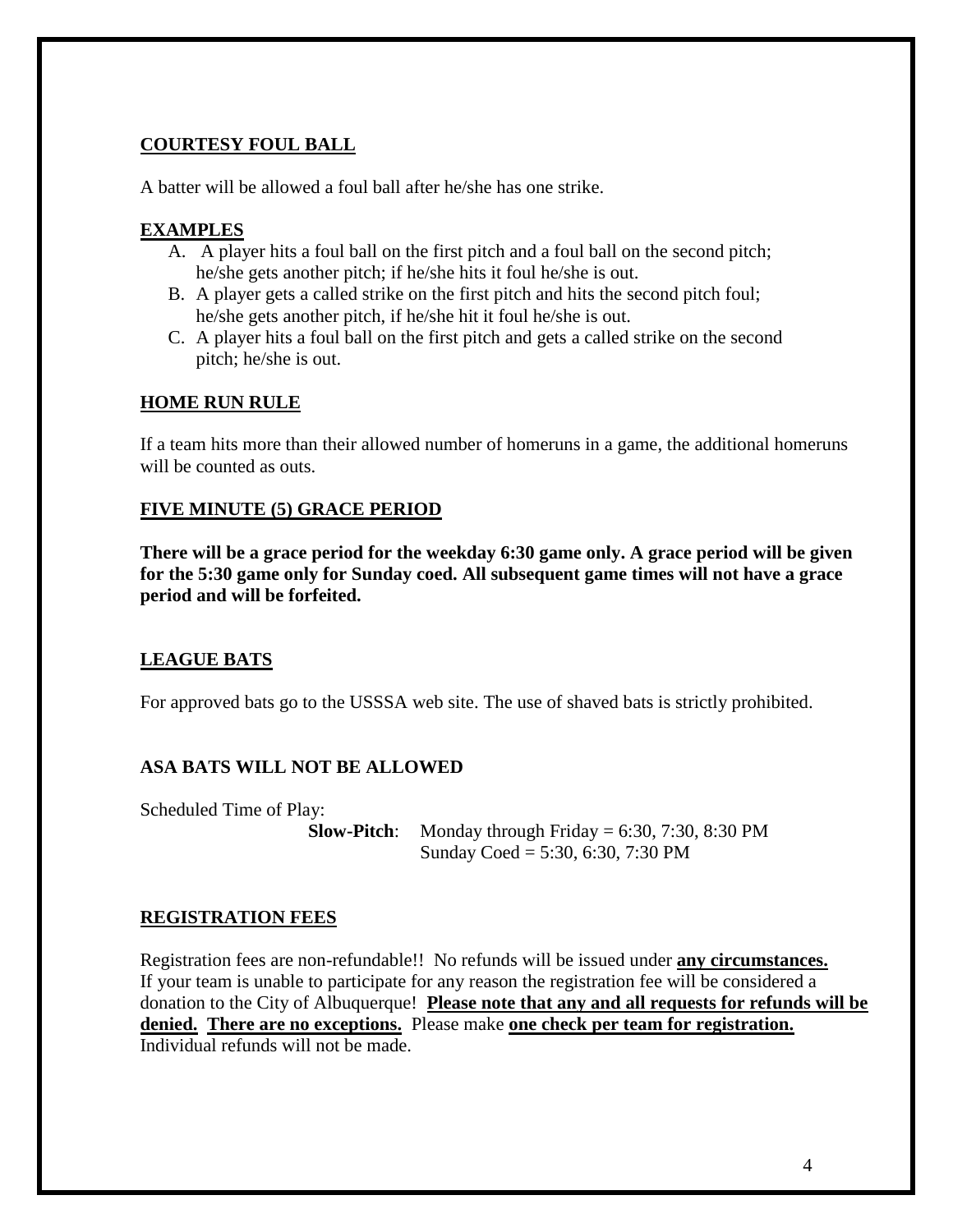## COURTESY FOUL BALL

A batter will be allowed a foul ball after he/she has one strike.

## EXAMPLES

A. A player hits a foul ball on the first pitch and a foul ball on the second pitch; he/she gets another pitch; if he/she hits it foul he/she is out.
B. A player gets a called strike on the first pitch and hits the second pitch foul; he/she gets another pitch, if he/she hit it foul he/she is out.
C. A player hits a foul ball on the first pitch and gets a called strike on the second pitch; he/she is out.

## HOME RUN RULE

If a team hits more than their allowed number of homeruns in a game, the additional homeruns will be counted as outs.

## FIVE MINUTE (5) GRACE PERIOD

**There will be a grace period for the weekday 6:30 game only. A grace period will be given for the 5:30 game only for Sunday coed. All subsequent game times will not have a grace period and will be forfeited.**

## LEAGUE BATS

For approved bats go to the USSSA web site. The use of shaved bats is strictly prohibited.

**ASA BATS WILL NOT BE ALLOWED**

Scheduled Time of Play:

**Slow-Pitch**: Monday through Friday = 6:30, 7:30, 8:30 PM
Sunday Coed = 5:30, 6:30, 7:30 PM

## REGISTRATION FEES

Registration fees are non-refundable!! No refunds will be issued under **any circumstances.** If your team is unable to participate for any reason the registration fee will be considered a donation to the City of Albuquerque! **Please note that any and all requests for refunds will be denied. There are no exceptions.** Please make **one check per team for registration.** Individual refunds will not be made.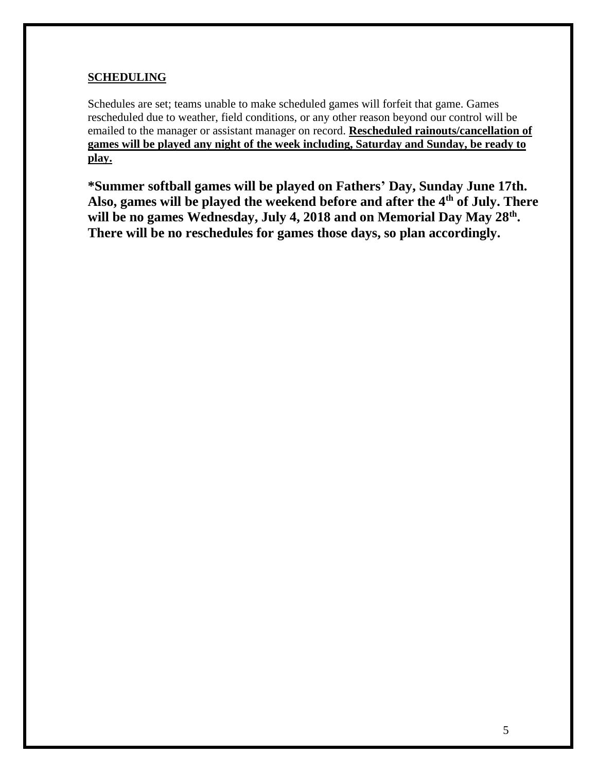## SCHEDULING

Schedules are set; teams unable to make scheduled games will forfeit that game. Games rescheduled due to weather, field conditions, or any other reason beyond our control will be emailed to the manager or assistant manager on record. **Rescheduled rainouts/cancellation of games will be played any night of the week including, Saturday and Sunday, be ready to play.**

**\*Summer softball games will be played on Fathers' Day, Sunday June 17th. Also, games will be played the weekend before and after the 4th of July. There will be no games Wednesday, July 4, 2018 and on Memorial Day May 28th. There will be no reschedules for games those days, so plan accordingly.**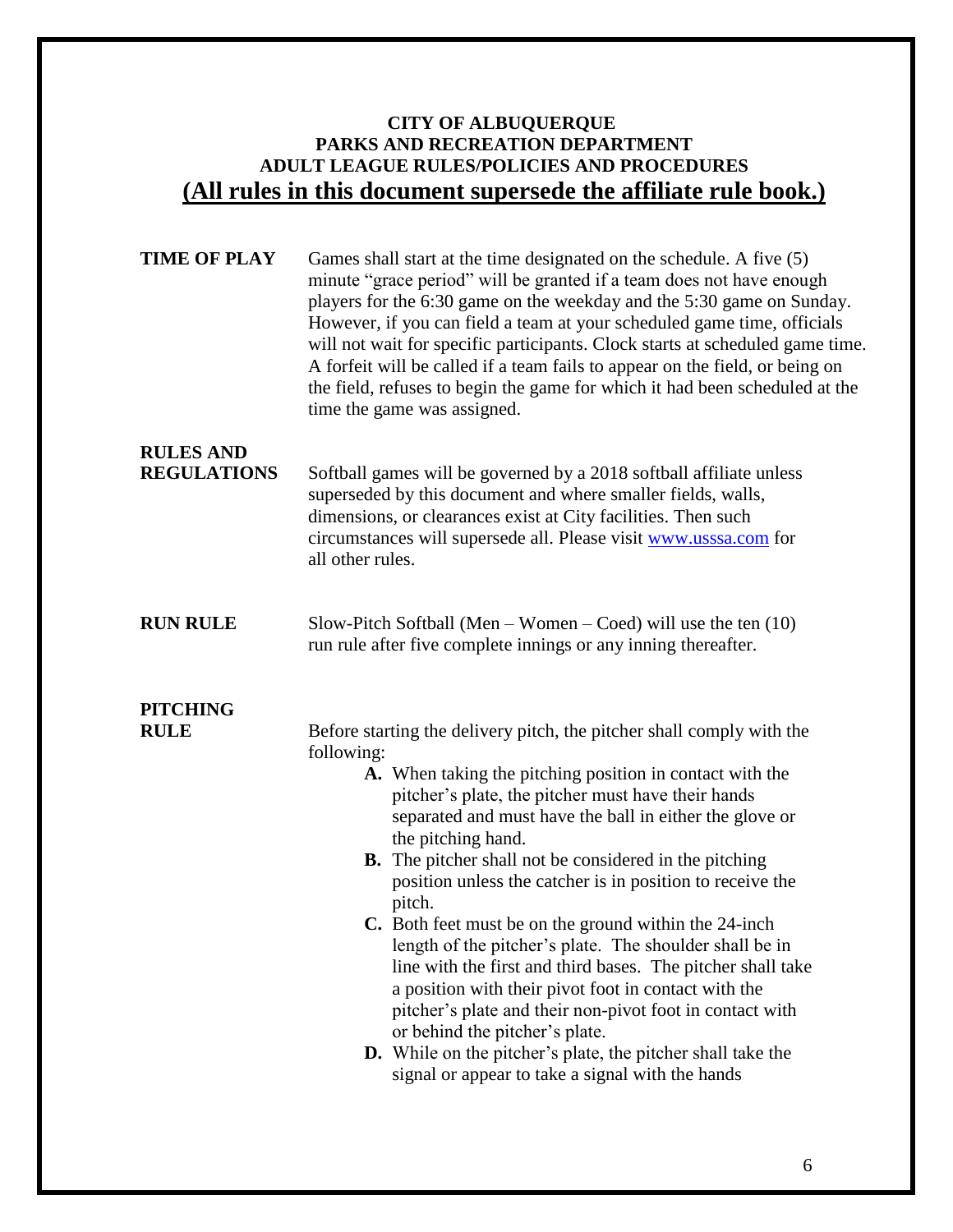**CITY OF ALBUQUERQUE**
**PARKS AND RECREATION DEPARTMENT**
**ADULT LEAGUE RULES/POLICIES AND PROCEDURES**

## (All rules in this document supersede the affiliate rule book.)

**TIME OF PLAY**

Games shall start at the time designated on the schedule. A five (5) minute "grace period" will be granted if a team does not have enough players for the 6:30 game on the weekday and the 5:30 game on Sunday. However, if you can field a team at your scheduled game time, officials will not wait for specific participants. Clock starts at scheduled game time. A forfeit will be called if a team fails to appear on the field, or being on the field, refuses to begin the game for which it had been scheduled at the time the game was assigned.

**RULES AND REGULATIONS**

Softball games will be governed by a 2018 softball affiliate unless superseded by this document and where smaller fields, walls, dimensions, or clearances exist at City facilities. Then such circumstances will supersede all. Please visit [www.usssa.com](http://www.usssa.com) for all other rules.

**RUN RULE**

Slow-Pitch Softball (Men – Women – Coed) will use the ten (10) run rule after five complete innings or any inning thereafter.

**PITCHING RULE**

Before starting the delivery pitch, the pitcher shall comply with the following:

- **A.** When taking the pitching position in contact with the pitcher's plate, the pitcher must have their hands separated and must have the ball in either the glove or the pitching hand.
- **B.** The pitcher shall not be considered in the pitching position unless the catcher is in position to receive the pitch.
- **C.** Both feet must be on the ground within the 24-inch length of the pitcher's plate. The shoulder shall be in line with the first and third bases. The pitcher shall take a position with their pivot foot in contact with the pitcher's plate and their non-pivot foot in contact with or behind the pitcher's plate.
- **D.** While on the pitcher's plate, the pitcher shall take the signal or appear to take a signal with the hands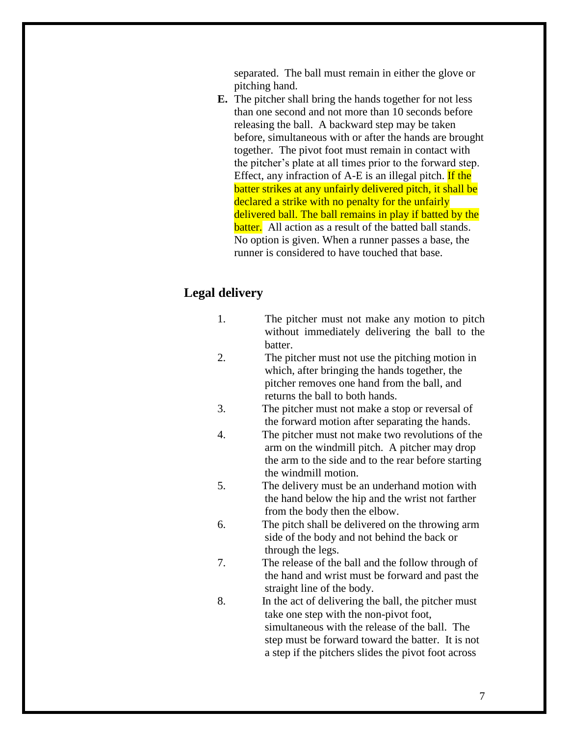separated. The ball must remain in either the glove or pitching hand.

**E.** The pitcher shall bring the hands together for not less than one second and not more than 10 seconds before releasing the ball. A backward step may be taken before, simultaneous with or after the hands are brought together. The pivot foot must remain in contact with the pitcher's plate at all times prior to the forward step. Effect, any infraction of A-E is an illegal pitch. If the batter strikes at any unfairly delivered pitch, it shall be declared a strike with no penalty for the unfairly delivered ball. The ball remains in play if batted by the batter. All action as a result of the batted ball stands. No option is given. When a runner passes a base, the runner is considered to have touched that base.

## Legal delivery

1. The pitcher must not make any motion to pitch without immediately delivering the ball to the batter.
2. The pitcher must not use the pitching motion in which, after bringing the hands together, the pitcher removes one hand from the ball, and returns the ball to both hands.
3. The pitcher must not make a stop or reversal of the forward motion after separating the hands.
4. The pitcher must not make two revolutions of the arm on the windmill pitch. A pitcher may drop the arm to the side and to the rear before starting the windmill motion.
5. The delivery must be an underhand motion with the hand below the hip and the wrist not farther from the body then the elbow.
6. The pitch shall be delivered on the throwing arm side of the body and not behind the back or through the legs.
7. The release of the ball and the follow through of the hand and wrist must be forward and past the straight line of the body.
8. In the act of delivering the ball, the pitcher must take one step with the non-pivot foot, simultaneous with the release of the ball. The step must be forward toward the batter. It is not a step if the pitchers slides the pivot foot across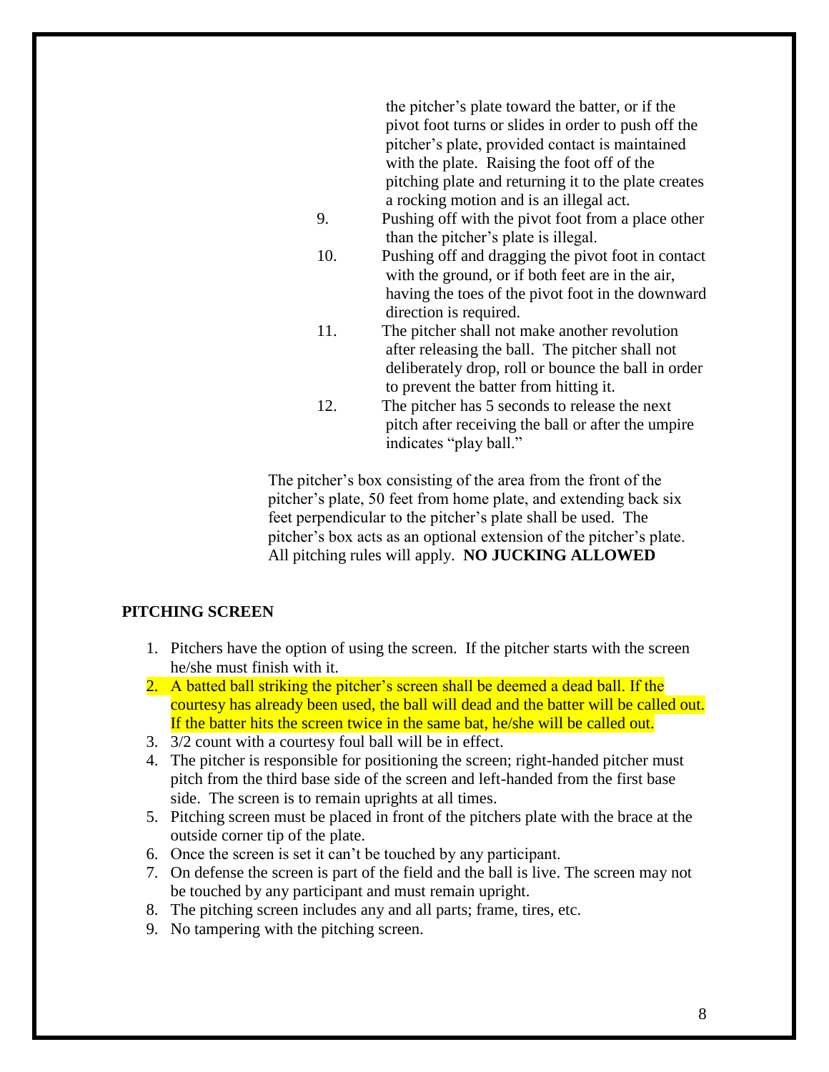the pitcher's plate toward the batter, or if the pivot foot turns or slides in order to push off the pitcher's plate, provided contact is maintained with the plate. Raising the foot off of the pitching plate and returning it to the plate creates a rocking motion and is an illegal act.

9. Pushing off with the pivot foot from a place other than the pitcher's plate is illegal.
10. Pushing off and dragging the pivot foot in contact with the ground, or if both feet are in the air, having the toes of the pivot foot in the downward direction is required.
11. The pitcher shall not make another revolution after releasing the ball. The pitcher shall not deliberately drop, roll or bounce the ball in order to prevent the batter from hitting it.
12. The pitcher has 5 seconds to release the next pitch after receiving the ball or after the umpire indicates "play ball."

The pitcher's box consisting of the area from the front of the pitcher's plate, 50 feet from home plate, and extending back six feet perpendicular to the pitcher's plate shall be used. The pitcher's box acts as an optional extension of the pitcher's plate. All pitching rules will apply. **NO JUCKING ALLOWED**

**PITCHING SCREEN**

1. Pitchers have the option of using the screen. If the pitcher starts with the screen he/she must finish with it.
2. A batted ball striking the pitcher's screen shall be deemed a dead ball. If the courtesy has already been used, the ball will dead and the batter will be called out. If the batter hits the screen twice in the same bat, he/she will be called out.
3. 3/2 count with a courtesy foul ball will be in effect.
4. The pitcher is responsible for positioning the screen; right-handed pitcher must pitch from the third base side of the screen and left-handed from the first base side. The screen is to remain uprights at all times.
5. Pitching screen must be placed in front of the pitchers plate with the brace at the outside corner tip of the plate.
6. Once the screen is set it can't be touched by any participant.
7. On defense the screen is part of the field and the ball is live. The screen may not be touched by any participant and must remain upright.
8. The pitching screen includes any and all parts; frame, tires, etc.
9. No tampering with the pitching screen.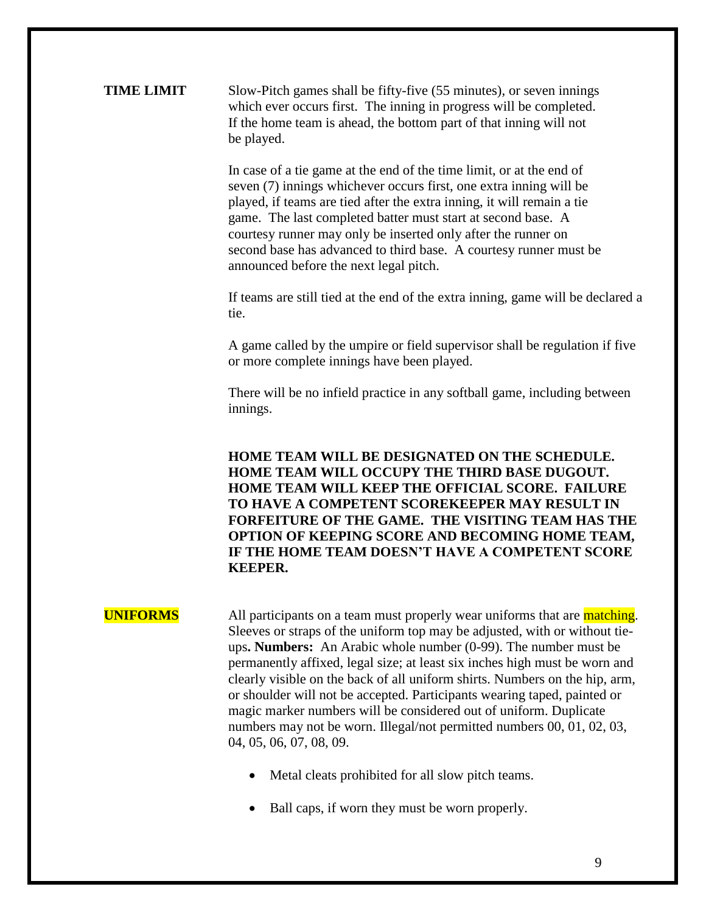**TIME LIMIT**

Slow-Pitch games shall be fifty-five (55 minutes), or seven innings which ever occurs first. The inning in progress will be completed. If the home team is ahead, the bottom part of that inning will not be played.

In case of a tie game at the end of the time limit, or at the end of seven (7) innings whichever occurs first, one extra inning will be played, if teams are tied after the extra inning, it will remain a tie game. The last completed batter must start at second base. A courtesy runner may only be inserted only after the runner on second base has advanced to third base. A courtesy runner must be announced before the next legal pitch.

If teams are still tied at the end of the extra inning, game will be declared a tie.

A game called by the umpire or field supervisor shall be regulation if five or more complete innings have been played.

There will be no infield practice in any softball game, including between innings.

**HOME TEAM WILL BE DESIGNATED ON THE SCHEDULE. HOME TEAM WILL OCCUPY THE THIRD BASE DUGOUT. HOME TEAM WILL KEEP THE OFFICIAL SCORE. FAILURE TO HAVE A COMPETENT SCOREKEEPER MAY RESULT IN FORFEITURE OF THE GAME. THE VISITING TEAM HAS THE OPTION OF KEEPING SCORE AND BECOMING HOME TEAM, IF THE HOME TEAM DOESN'T HAVE A COMPETENT SCORE KEEPER.**

**UNIFORMS**

All participants on a team must properly wear uniforms that are matching. Sleeves or straps of the uniform top may be adjusted, with or without tie-ups**. Numbers:** An Arabic whole number (0-99). The number must be permanently affixed, legal size; at least six inches high must be worn and clearly visible on the back of all uniform shirts. Numbers on the hip, arm, or shoulder will not be accepted. Participants wearing taped, painted or magic marker numbers will be considered out of uniform. Duplicate numbers may not be worn. Illegal/not permitted numbers 00, 01, 02, 03, 04, 05, 06, 07, 08, 09.

- Metal cleats prohibited for all slow pitch teams.
- Ball caps, if worn they must be worn properly.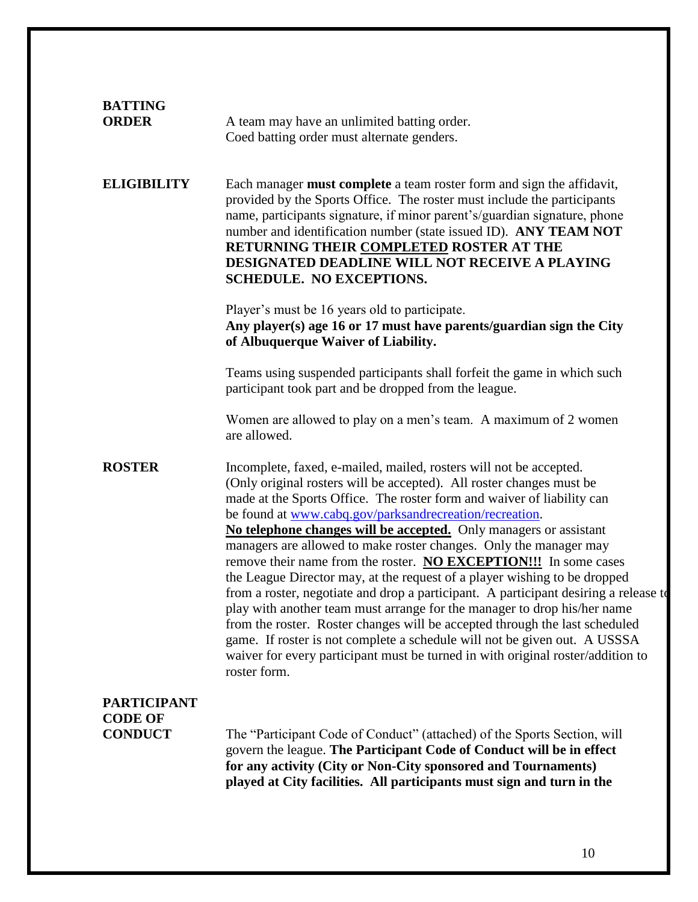**BATTING ORDER**

A team may have an unlimited batting order.
Coed batting order must alternate genders.

**ELIGIBILITY**

Each manager **must complete** a team roster form and sign the affidavit, provided by the Sports Office. The roster must include the participants name, participants signature, if minor parent's/guardian signature, phone number and identification number (state issued ID). **ANY TEAM NOT RETURNING THEIR <u>COMPLETED</u> ROSTER AT THE DESIGNATED DEADLINE WILL NOT RECEIVE A PLAYING SCHEDULE. NO EXCEPTIONS.**

Player's must be 16 years old to participate.
**Any player(s) age 16 or 17 must have parents/guardian sign the City of Albuquerque Waiver of Liability.**

Teams using suspended participants shall forfeit the game in which such participant took part and be dropped from the league.

Women are allowed to play on a men's team. A maximum of 2 women are allowed.

**ROSTER**

Incomplete, faxed, e-mailed, mailed, rosters will not be accepted. (Only original rosters will be accepted). All roster changes must be made at the Sports Office. The roster form and waiver of liability can be found at [www.cabq.gov/parksandrecreation/recreation](http://www.cabq.gov/parksandrecreation/recreation).
**<u>No telephone changes will be accepted.</u>** Only managers or assistant managers are allowed to make roster changes. Only the manager may remove their name from the roster. **<u>NO EXCEPTION!!!</u>** In some cases the League Director may, at the request of a player wishing to be dropped from a roster, negotiate and drop a participant. A participant desiring a release to play with another team must arrange for the manager to drop his/her name from the roster. Roster changes will be accepted through the last scheduled game. If roster is not complete a schedule will not be given out. A USSSA waiver for every participant must be turned in with original roster/addition to roster form.

**PARTICIPANT CODE OF CONDUCT**

The "Participant Code of Conduct" (attached) of the Sports Section, will govern the league. **The Participant Code of Conduct will be in effect for any activity (City or Non-City sponsored and Tournaments) played at City facilities. All participants must sign and turn in the**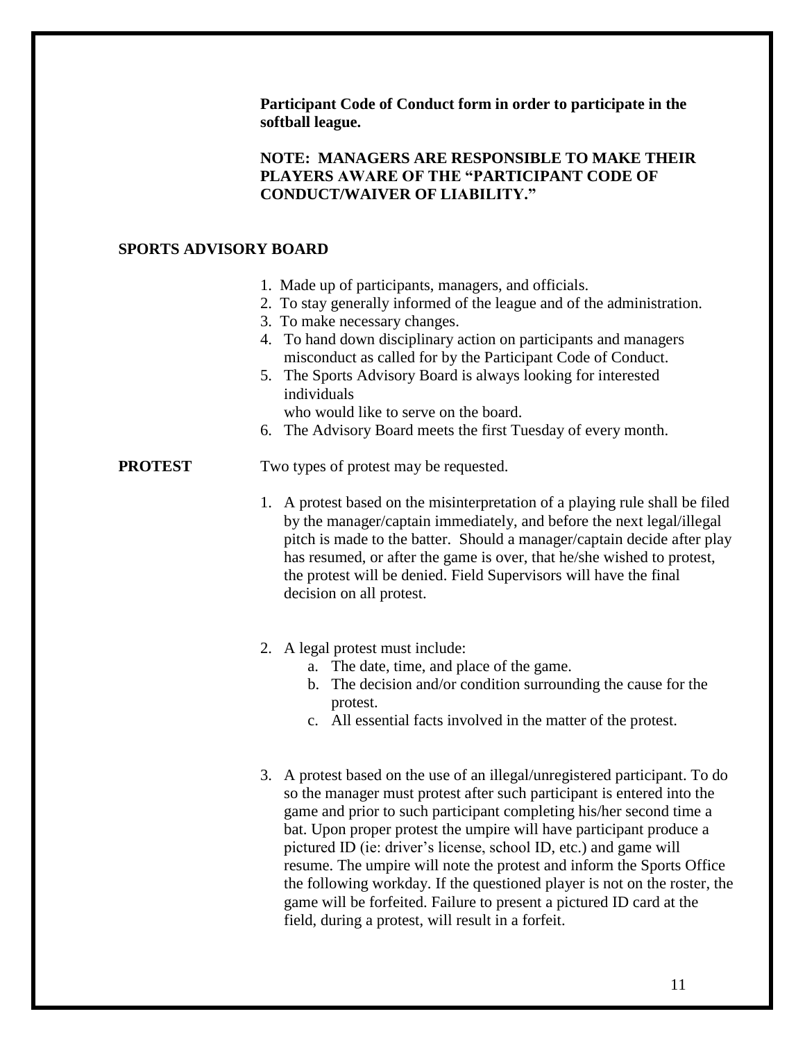**Participant Code of Conduct form in order to participate in the softball league.**

**NOTE: MANAGERS ARE RESPONSIBLE TO MAKE THEIR PLAYERS AWARE OF THE "PARTICIPANT CODE OF CONDUCT/WAIVER OF LIABILITY."**

## SPORTS ADVISORY BOARD

1. Made up of participants, managers, and officials.
2. To stay generally informed of the league and of the administration.
3. To make necessary changes.
4. To hand down disciplinary action on participants and managers misconduct as called for by the Participant Code of Conduct.
5. The Sports Advisory Board is always looking for interested individuals who would like to serve on the board.
6. The Advisory Board meets the first Tuesday of every month.

## PROTEST

Two types of protest may be requested.

1. A protest based on the misinterpretation of a playing rule shall be filed by the manager/captain immediately, and before the next legal/illegal pitch is made to the batter. Should a manager/captain decide after play has resumed, or after the game is over, that he/she wished to protest, the protest will be denied. Field Supervisors will have the final decision on all protest.

2. A legal protest must include:
   a. The date, time, and place of the game.
   b. The decision and/or condition surrounding the cause for the protest.
   c. All essential facts involved in the matter of the protest.

3. A protest based on the use of an illegal/unregistered participant. To do so the manager must protest after such participant is entered into the game and prior to such participant completing his/her second time a bat. Upon proper protest the umpire will have participant produce a pictured ID (ie: driver's license, school ID, etc.) and game will resume. The umpire will note the protest and inform the Sports Office the following workday. If the questioned player is not on the roster, the game will be forfeited. Failure to present a pictured ID card at the field, during a protest, will result in a forfeit.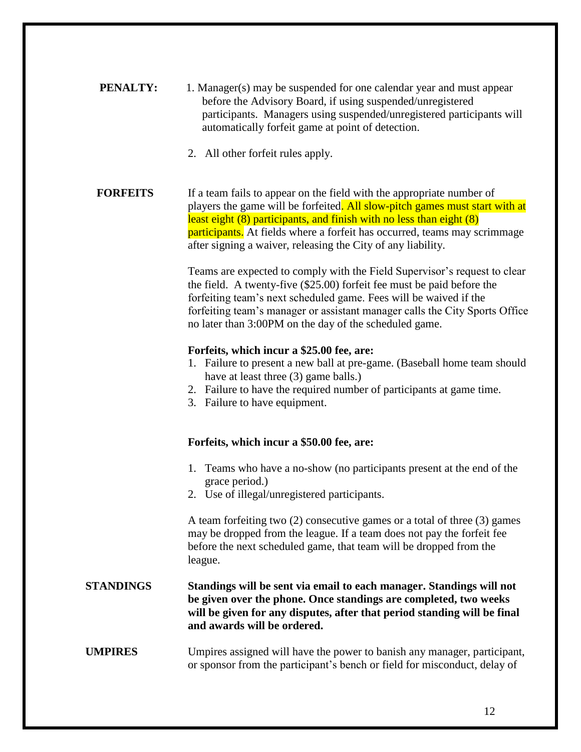**PENALTY:**

1. Manager(s) may be suspended for one calendar year and must appear before the Advisory Board, if using suspended/unregistered participants. Managers using suspended/unregistered participants will automatically forfeit game at point of detection.
2. All other forfeit rules apply.

**FORFEITS**

If a team fails to appear on the field with the appropriate number of players the game will be forfeited. All slow-pitch games must start with at least eight (8) participants, and finish with no less than eight (8) participants. At fields where a forfeit has occurred, teams may scrimmage after signing a waiver, releasing the City of any liability.

Teams are expected to comply with the Field Supervisor's request to clear the field. A twenty-five ($25.00) forfeit fee must be paid before the forfeiting team's next scheduled game. Fees will be waived if the forfeiting team's manager or assistant manager calls the City Sports Office no later than 3:00PM on the day of the scheduled game.

**Forfeits, which incur a $25.00 fee, are:**

1. Failure to present a new ball at pre-game. (Baseball home team should have at least three (3) game balls.)
2. Failure to have the required number of participants at game time.
3. Failure to have equipment.

**Forfeits, which incur a $50.00 fee, are:**

1. Teams who have a no-show (no participants present at the end of the grace period.)
2. Use of illegal/unregistered participants.

A team forfeiting two (2) consecutive games or a total of three (3) games may be dropped from the league. If a team does not pay the forfeit fee before the next scheduled game, that team will be dropped from the league.

**STANDINGS**

**Standings will be sent via email to each manager. Standings will not be given over the phone. Once standings are completed, two weeks will be given for any disputes, after that period standing will be final and awards will be ordered.**

**UMPIRES**

Umpires assigned will have the power to banish any manager, participant, or sponsor from the participant's bench or field for misconduct, delay of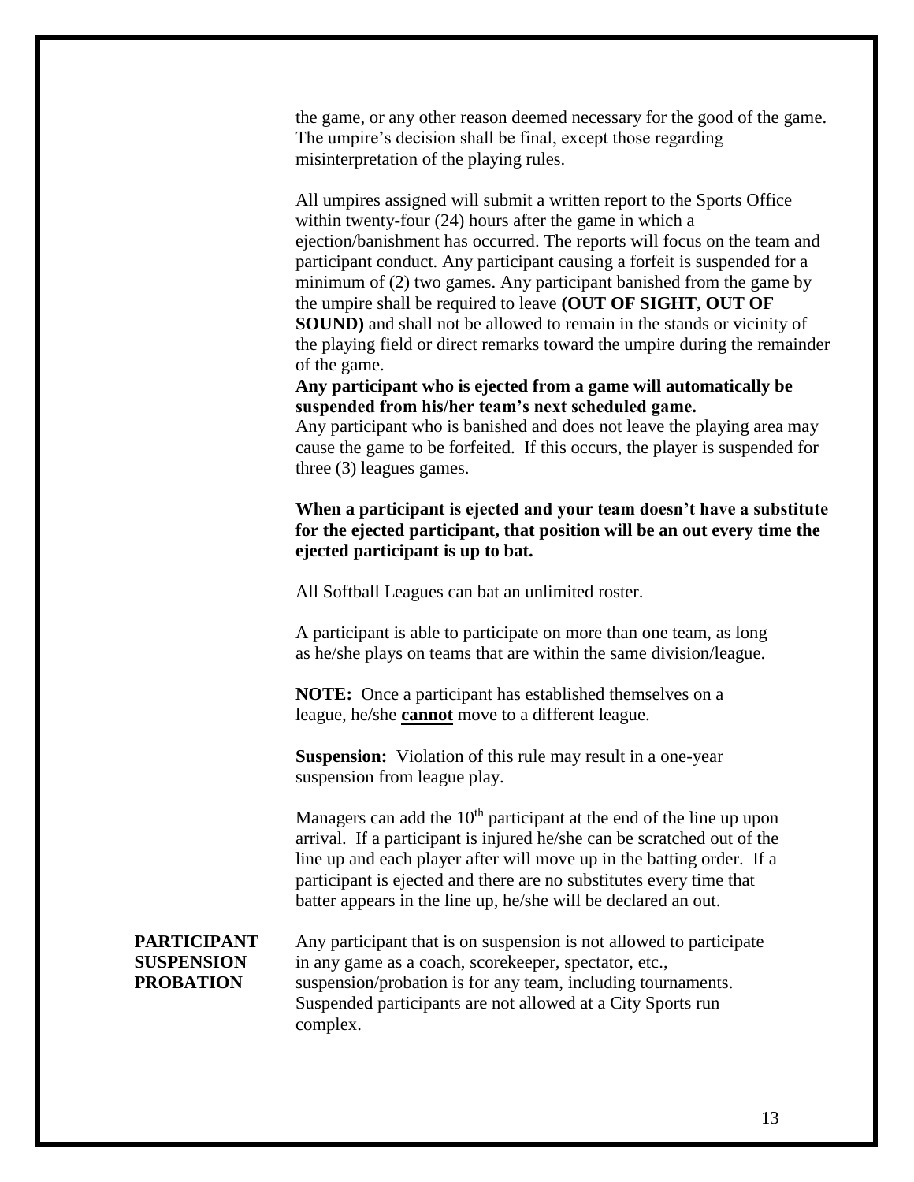the game, or any other reason deemed necessary for the good of the game. The umpire's decision shall be final, except those regarding misinterpretation of the playing rules.

All umpires assigned will submit a written report to the Sports Office within twenty-four (24) hours after the game in which a ejection/banishment has occurred. The reports will focus on the team and participant conduct. Any participant causing a forfeit is suspended for a minimum of (2) two games. Any participant banished from the game by the umpire shall be required to leave **(OUT OF SIGHT, OUT OF SOUND)** and shall not be allowed to remain in the stands or vicinity of the playing field or direct remarks toward the umpire during the remainder of the game.

**Any participant who is ejected from a game will automatically be suspended from his/her team's next scheduled game.**

Any participant who is banished and does not leave the playing area may cause the game to be forfeited. If this occurs, the player is suspended for three (3) leagues games.

**When a participant is ejected and your team doesn't have a substitute for the ejected participant, that position will be an out every time the ejected participant is up to bat.**

All Softball Leagues can bat an unlimited roster.

A participant is able to participate on more than one team, as long as he/she plays on teams that are within the same division/league.

**NOTE:** Once a participant has established themselves on a league, he/she **cannot** move to a different league.

**Suspension:** Violation of this rule may result in a one-year suspension from league play.

Managers can add the 10th participant at the end of the line up upon arrival. If a participant is injured he/she can be scratched out of the line up and each player after will move up in the batting order. If a participant is ejected and there are no substitutes every time that batter appears in the line up, he/she will be declared an out.

**PARTICIPANT SUSPENSION PROBATION**

Any participant that is on suspension is not allowed to participate in any game as a coach, scorekeeper, spectator, etc., suspension/probation is for any team, including tournaments. Suspended participants are not allowed at a City Sports run complex.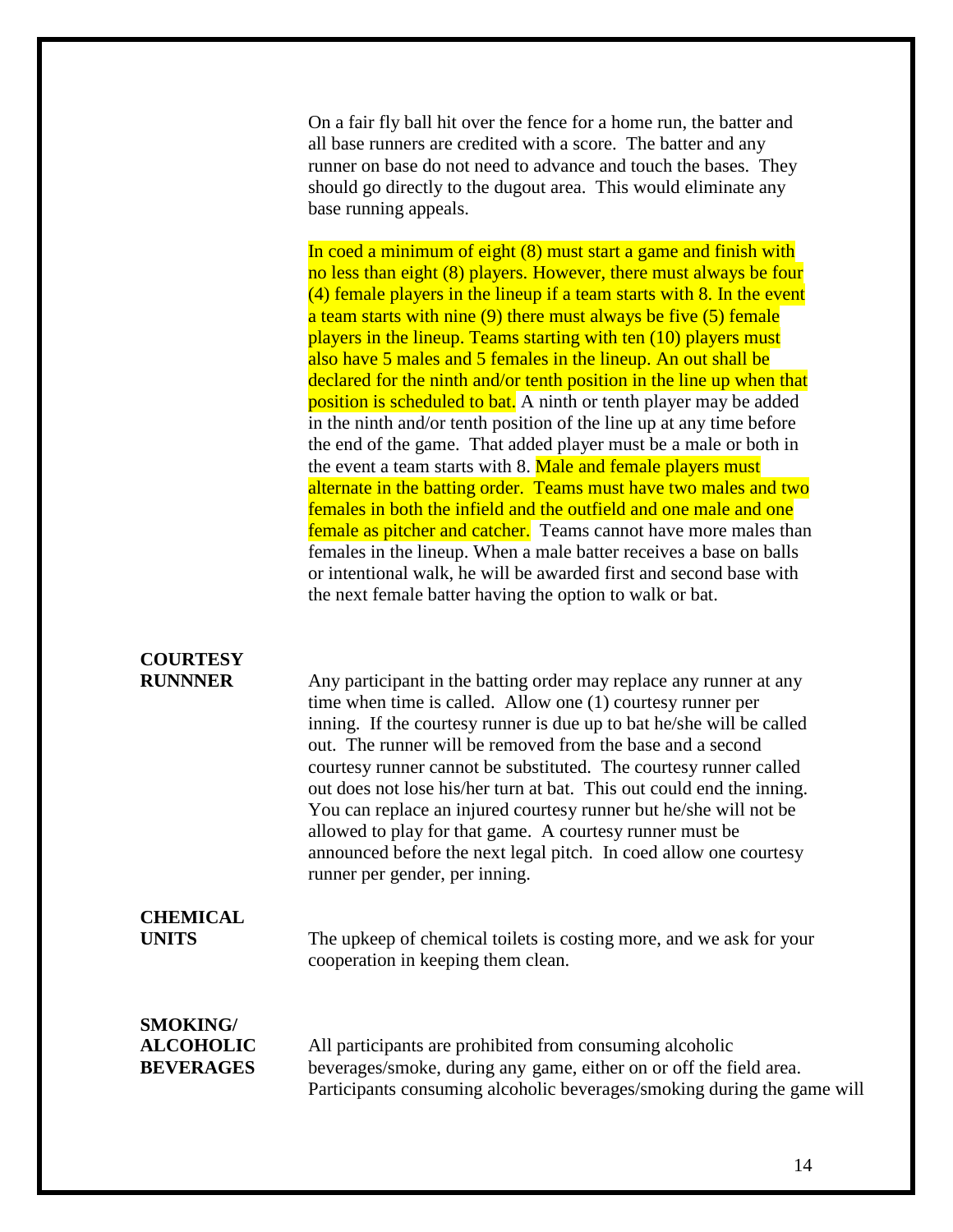On a fair fly ball hit over the fence for a home run, the batter and all base runners are credited with a score. The batter and any runner on base do not need to advance and touch the bases. They should go directly to the dugout area. This would eliminate any base running appeals.

In coed a minimum of eight (8) must start a game and finish with no less than eight (8) players. However, there must always be four (4) female players in the lineup if a team starts with 8. In the event a team starts with nine (9) there must always be five (5) female players in the lineup. Teams starting with ten (10) players must also have 5 males and 5 females in the lineup. An out shall be declared for the ninth and/or tenth position in the line up when that position is scheduled to bat. A ninth or tenth player may be added in the ninth and/or tenth position of the line up at any time before the end of the game. That added player must be a male or both in the event a team starts with 8. Male and female players must alternate in the batting order. Teams must have two males and two females in both the infield and the outfield and one male and one female as pitcher and catcher. Teams cannot have more males than females in the lineup. When a male batter receives a base on balls or intentional walk, he will be awarded first and second base with the next female batter having the option to walk or bat.

**COURTESY RUNNNER**

Any participant in the batting order may replace any runner at any time when time is called. Allow one (1) courtesy runner per inning. If the courtesy runner is due up to bat he/she will be called out. The runner will be removed from the base and a second courtesy runner cannot be substituted. The courtesy runner called out does not lose his/her turn at bat. This out could end the inning. You can replace an injured courtesy runner but he/she will not be allowed to play for that game. A courtesy runner must be announced before the next legal pitch. In coed allow one courtesy runner per gender, per inning.

**CHEMICAL UNITS**

The upkeep of chemical toilets is costing more, and we ask for your cooperation in keeping them clean.

**SMOKING/ ALCOHOLIC BEVERAGES**

All participants are prohibited from consuming alcoholic beverages/smoke, during any game, either on or off the field area. Participants consuming alcoholic beverages/smoking during the game will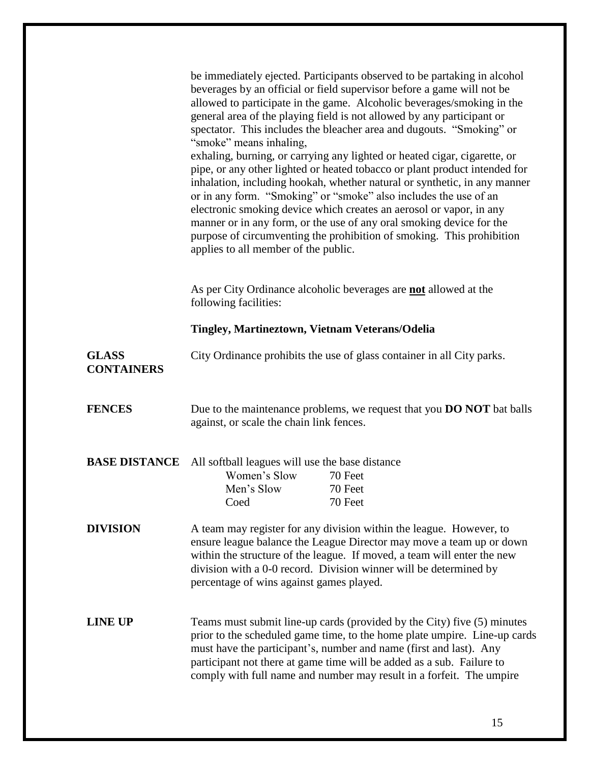be immediately ejected. Participants observed to be partaking in alcohol beverages by an official or field supervisor before a game will not be allowed to participate in the game. Alcoholic beverages/smoking in the general area of the playing field is not allowed by any participant or spectator. This includes the bleacher area and dugouts. "Smoking" or "smoke" means inhaling,
exhaling, burning, or carrying any lighted or heated cigar, cigarette, or pipe, or any other lighted or heated tobacco or plant product intended for inhalation, including hookah, whether natural or synthetic, in any manner or in any form. "Smoking" or "smoke" also includes the use of an electronic smoking device which creates an aerosol or vapor, in any manner or in any form, or the use of any oral smoking device for the purpose of circumventing the prohibition of smoking. This prohibition applies to all member of the public.

As per City Ordinance alcoholic beverages are **not** allowed at the following facilities:

**Tingley, Martineztown, Vietnam Veterans/Odelia**

**GLASS CONTAINERS**

City Ordinance prohibits the use of glass container in all City parks.

**FENCES**

Due to the maintenance problems, we request that you **DO NOT** bat balls against, or scale the chain link fences.

**BASE DISTANCE**

All softball leagues will use the base distance

| | |
|---|---|
| Women's Slow | 70 Feet |
| Men's Slow | 70 Feet |
| Coed | 70 Feet |

**DIVISION**

A team may register for any division within the league. However, to ensure league balance the League Director may move a team up or down within the structure of the league. If moved, a team will enter the new division with a 0-0 record. Division winner will be determined by percentage of wins against games played.

**LINE UP**

Teams must submit line-up cards (provided by the City) five (5) minutes prior to the scheduled game time, to the home plate umpire. Line-up cards must have the participant's, number and name (first and last). Any participant not there at game time will be added as a sub. Failure to comply with full name and number may result in a forfeit. The umpire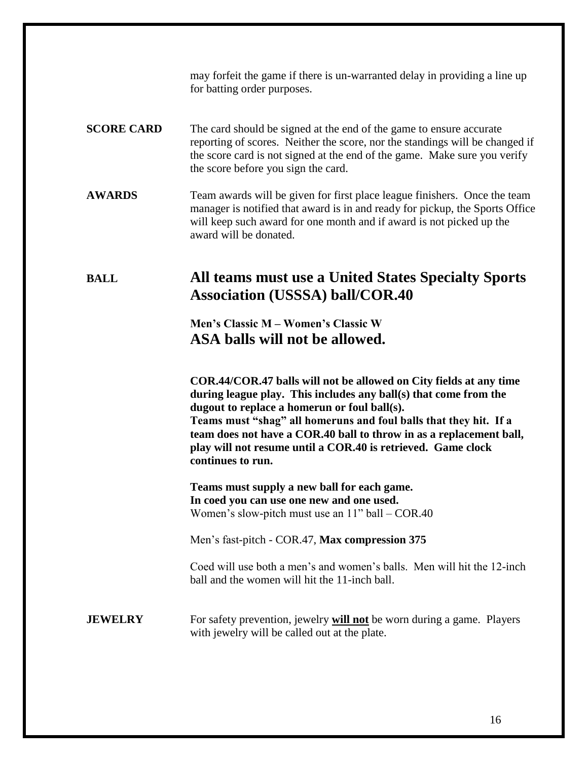may forfeit the game if there is un-warranted delay in providing a line up for batting order purposes.

**SCORE CARD** The card should be signed at the end of the game to ensure accurate reporting of scores. Neither the score, nor the standings will be changed if the score card is not signed at the end of the game. Make sure you verify the score before you sign the card.

**AWARDS** Team awards will be given for first place league finishers. Once the team manager is notified that award is in and ready for pickup, the Sports Office will keep such award for one month and if award is not picked up the award will be donated.

**BALL** **All teams must use a United States Specialty Sports Association (USSSA) ball/COR.40**

**Men's Classic M – Women's Classic W**
**ASA balls will not be allowed.**

**COR.44/COR.47 balls will not be allowed on City fields at any time during league play. This includes any ball(s) that come from the dugout to replace a homerun or foul ball(s).**
**Teams must "shag" all homeruns and foul balls that they hit. If a team does not have a COR.40 ball to throw in as a replacement ball, play will not resume until a COR.40 is retrieved. Game clock continues to run.**

**Teams must supply a new ball for each game.**
**In coed you can use one new and one used.**
Women's slow-pitch must use an 11" ball – COR.40

Men's fast-pitch - COR.47, **Max compression 375**

Coed will use both a men's and women's balls. Men will hit the 12-inch ball and the women will hit the 11-inch ball.

**JEWELRY** For safety prevention, jewelry **will not** be worn during a game. Players with jewelry will be called out at the plate.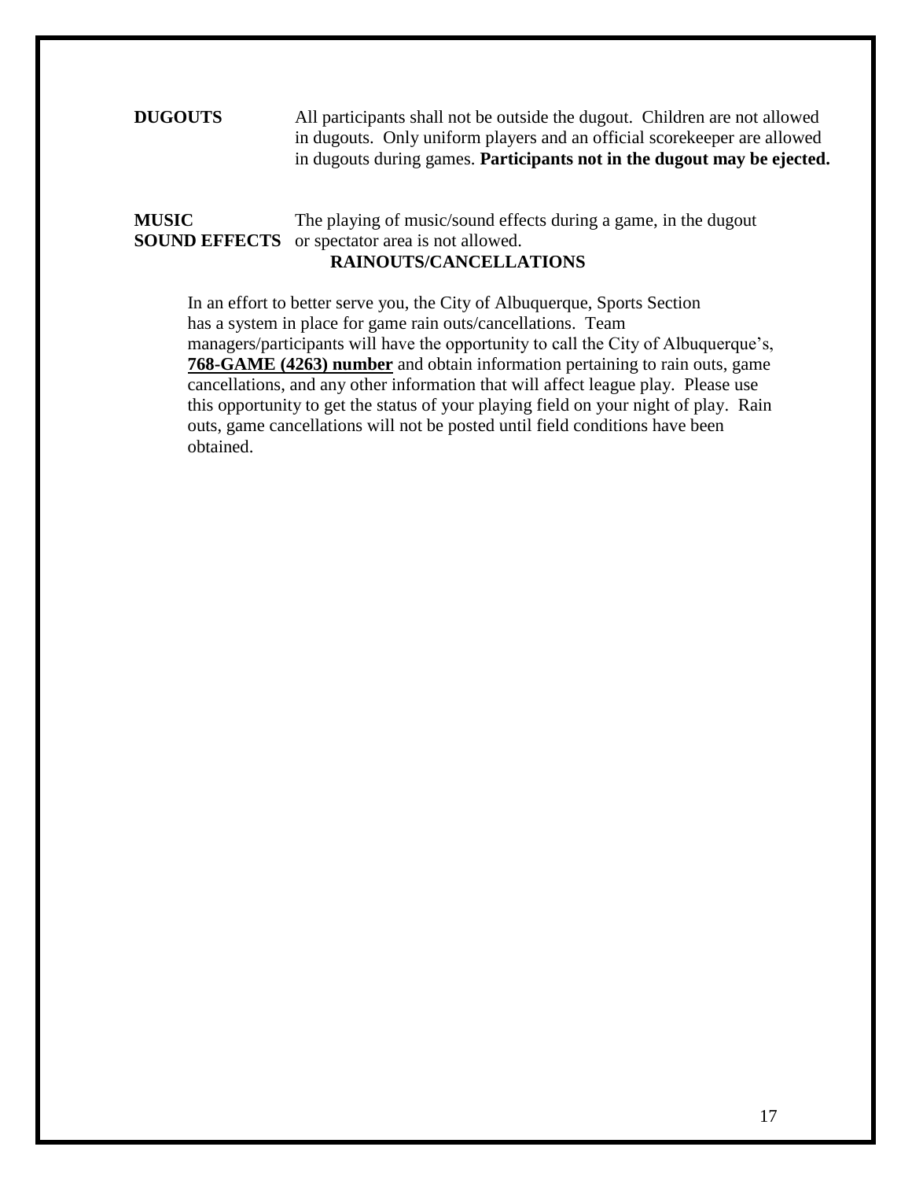**DUGOUTS** All participants shall not be outside the dugout. Children are not allowed in dugouts. Only uniform players and an official scorekeeper are allowed in dugouts during games. **Participants not in the dugout may be ejected.**

**MUSIC SOUND EFFECTS** The playing of music/sound effects during a game, in the dugout or spectator area is not allowed.

## RAINOUTS/CANCELLATIONS

In an effort to better serve you, the City of Albuquerque, Sports Section has a system in place for game rain outs/cancellations. Team managers/participants will have the opportunity to call the City of Albuquerque's, **768-GAME (4263) number** and obtain information pertaining to rain outs, game cancellations, and any other information that will affect league play. Please use this opportunity to get the status of your playing field on your night of play. Rain outs, game cancellations will not be posted until field conditions have been obtained.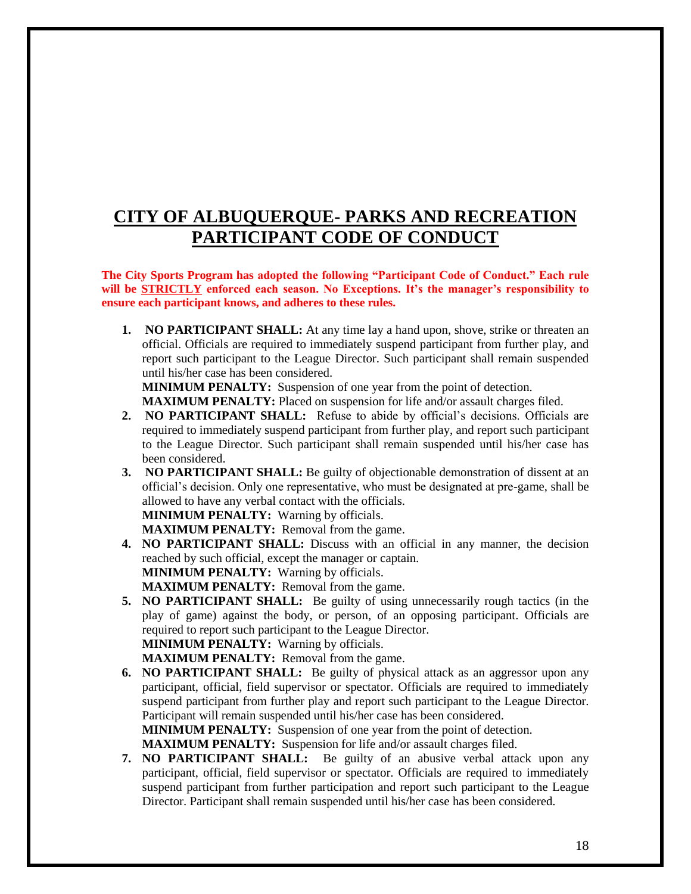# CITY OF ALBUQUERQUE- PARKS AND RECREATION PARTICIPANT CODE OF CONDUCT

**The City Sports Program has adopted the following "Participant Code of Conduct." Each rule will be STRICTLY enforced each season. No Exceptions. It's the manager's responsibility to ensure each participant knows, and adheres to these rules.**

1. **NO PARTICIPANT SHALL:** At any time lay a hand upon, shove, strike or threaten an official. Officials are required to immediately suspend participant from further play, and report such participant to the League Director. Such participant shall remain suspended until his/her case has been considered.
   **MINIMUM PENALTY:** Suspension of one year from the point of detection.
   **MAXIMUM PENALTY:** Placed on suspension for life and/or assault charges filed.
2. **NO PARTICIPANT SHALL:** Refuse to abide by official's decisions. Officials are required to immediately suspend participant from further play, and report such participant to the League Director. Such participant shall remain suspended until his/her case has been considered.
3. **NO PARTICIPANT SHALL:** Be guilty of objectionable demonstration of dissent at an official's decision. Only one representative, who must be designated at pre-game, shall be allowed to have any verbal contact with the officials.
   **MINIMUM PENALTY:** Warning by officials.
   **MAXIMUM PENALTY:** Removal from the game.
4. **NO PARTICIPANT SHALL:** Discuss with an official in any manner, the decision reached by such official, except the manager or captain.
   **MINIMUM PENALTY:** Warning by officials.
   **MAXIMUM PENALTY:** Removal from the game.
5. **NO PARTICIPANT SHALL:** Be guilty of using unnecessarily rough tactics (in the play of game) against the body, or person, of an opposing participant. Officials are required to report such participant to the League Director.
   **MINIMUM PENALTY:** Warning by officials.
   **MAXIMUM PENALTY:** Removal from the game.
6. **NO PARTICIPANT SHALL:** Be guilty of physical attack as an aggressor upon any participant, official, field supervisor or spectator. Officials are required to immediately suspend participant from further play and report such participant to the League Director. Participant will remain suspended until his/her case has been considered.
   **MINIMUM PENALTY:** Suspension of one year from the point of detection.
   **MAXIMUM PENALTY:** Suspension for life and/or assault charges filed.
7. **NO PARTICIPANT SHALL:** Be guilty of an abusive verbal attack upon any participant, official, field supervisor or spectator. Officials are required to immediately suspend participant from further participation and report such participant to the League Director. Participant shall remain suspended until his/her case has been considered.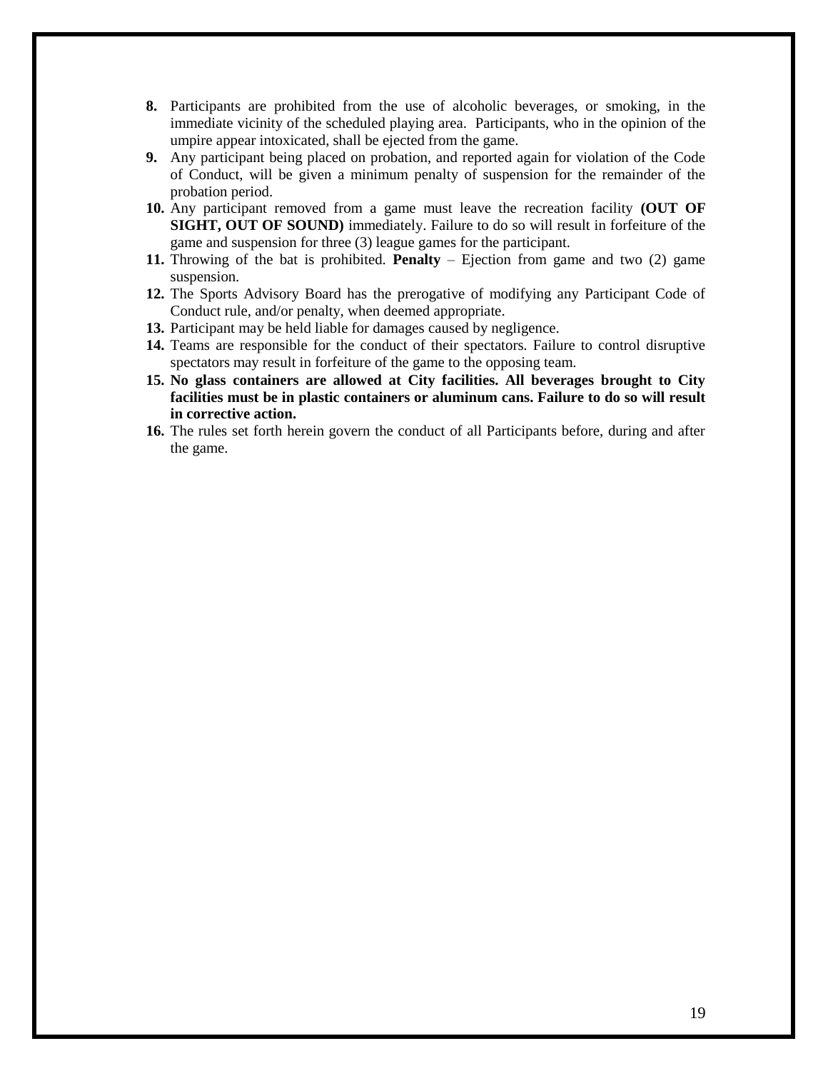8. Participants are prohibited from the use of alcoholic beverages, or smoking, in the immediate vicinity of the scheduled playing area. Participants, who in the opinion of the umpire appear intoxicated, shall be ejected from the game.
9. Any participant being placed on probation, and reported again for violation of the Code of Conduct, will be given a minimum penalty of suspension for the remainder of the probation period.
10. Any participant removed from a game must leave the recreation facility **(OUT OF SIGHT, OUT OF SOUND)** immediately. Failure to do so will result in forfeiture of the game and suspension for three (3) league games for the participant.
11. Throwing of the bat is prohibited. **Penalty** – Ejection from game and two (2) game suspension.
12. The Sports Advisory Board has the prerogative of modifying any Participant Code of Conduct rule, and/or penalty, when deemed appropriate.
13. Participant may be held liable for damages caused by negligence.
14. Teams are responsible for the conduct of their spectators. Failure to control disruptive spectators may result in forfeiture of the game to the opposing team.
15. **No glass containers are allowed at City facilities. All beverages brought to City facilities must be in plastic containers or aluminum cans. Failure to do so will result in corrective action.**
16. The rules set forth herein govern the conduct of all Participants before, during and after the game.